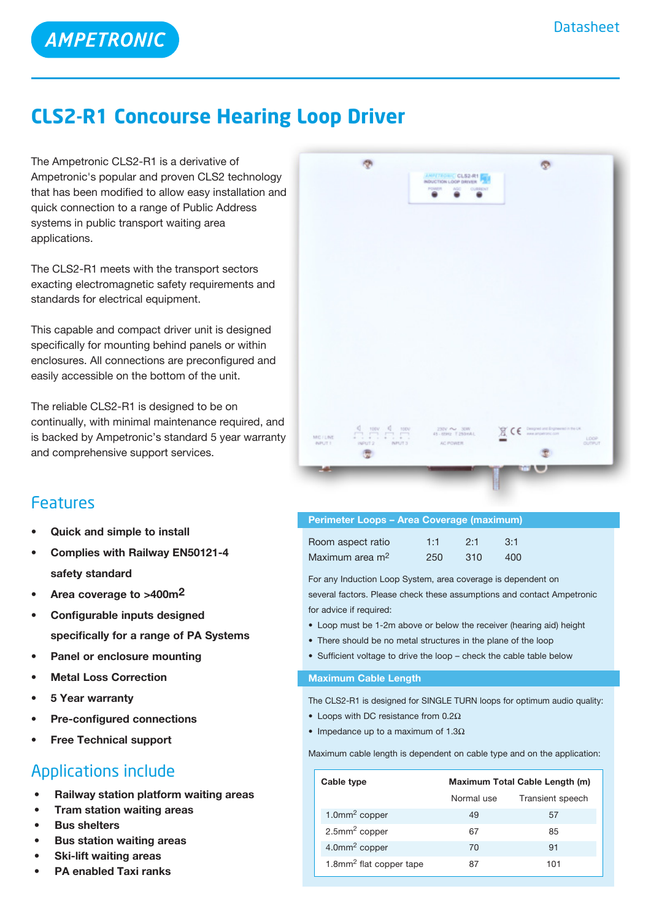AMPETRONIC

Datasheet

# CLS2-R1 Concourse Hearing Loop Driver

The Ampetronic CLS2-R1 is a derivative of Ampetronic's popular and proven CLS2 technology that has been modified to allow easy installation and quick connection to a range of Public Address systems in public transport waiting area applications.

The CLS2-R1 meets with the transport sectors exacting electromagnetic safety requirements and standards for electrical equipment.

This capable and compact driver unit is designed specifically for mounting behind panels or within enclosures. All connections are preconfigured and easily accessible on the bottom of the unit.

The reliable CLS2-R1 is designed to be on continually, with minimal maintenance required, and is backed by Ampetronic's standard 5 year warranty and comprehensive support services.

## Features

- **Quick and simple to install**
- **Complies with Railway EN50121-4 safety standard**
- **Area coverage to >400m$^2$**
- **Configurable inputs designed specifically for a range of PA Systems**
- **Panel or enclosure mounting**
- **Metal Loss Correction**
- **5 Year warranty**
- **Pre-configured connections**
- **Free Technical support**

## Applications include

- **Railway station platform waiting areas**
- **Tram station waiting areas**
- **Bus shelters**
- **Bus station waiting areas**
- **Ski-lift waiting areas**
- **PA enabled Taxi ranks**

### Perimeter Loops – Area Coverage (maximum)

| Room aspect ratio | 1:1 | 2:1 | 3:1 |
|---|---|---|---|
| Maximum area m$^2$ | 250 | 310 | 400 |

For any Induction Loop System, area coverage is dependent on several factors. Please check these assumptions and contact Ampetronic for advice if required:

- Loop must be 1-2m above or below the receiver (hearing aid) height
- There should be no metal structures in the plane of the loop
- Sufficient voltage to drive the loop – check the cable table below

### Maximum Cable Length

The CLS2-R1 is designed for SINGLE TURN loops for optimum audio quality:

- Loops with DC resistance from 0.2Ω
- Impedance up to a maximum of 1.3Ω

Maximum cable length is dependent on cable type and on the application:

| Cable type | Maximum Total Cable Length (m) | |
|---|---|---|
| | Normal use | Transient speech |
| 1.0mm$^2$ copper | 49 | 57 |
| 2.5mm$^2$ copper | 67 | 85 |
| 4.0mm$^2$ copper | 70 | 91 |
| 1.8mm$^2$ flat copper tape | 87 | 101 |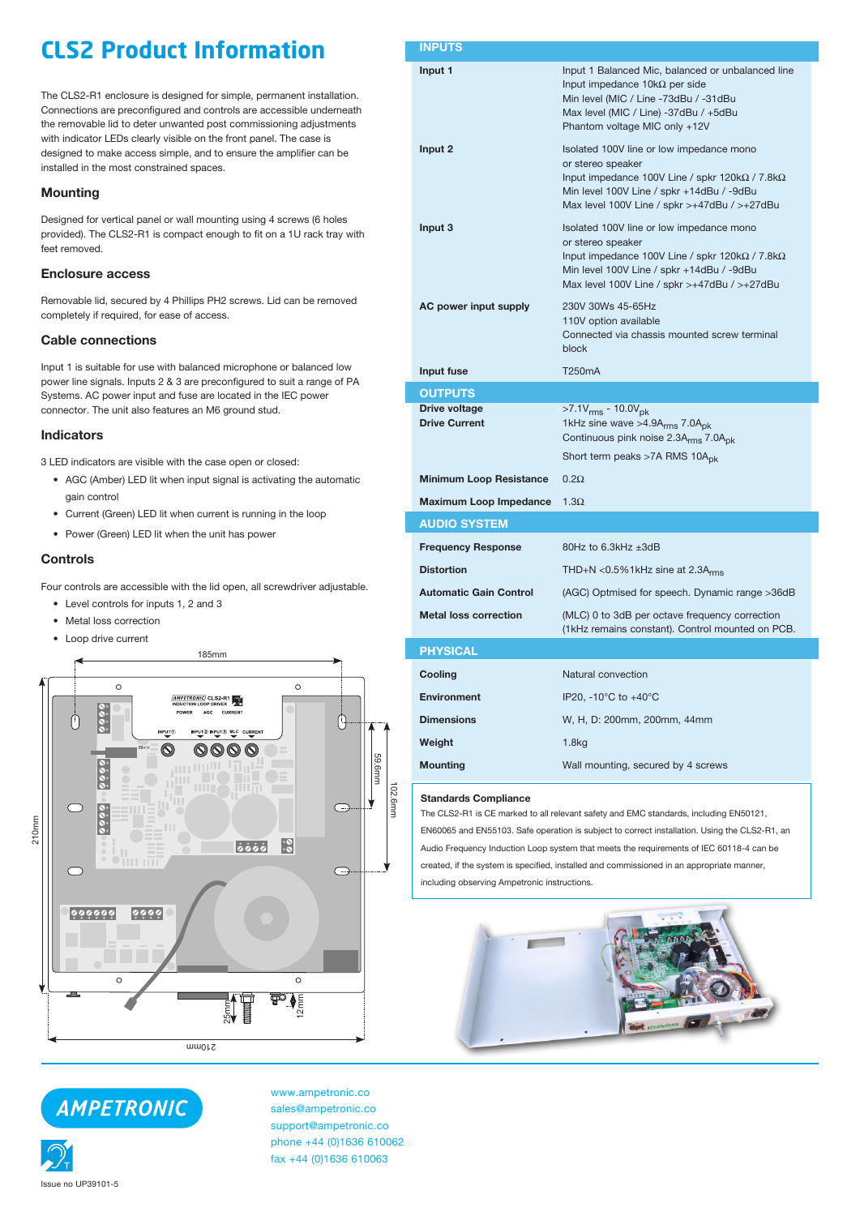# CLS2 Product Information

The CLS2-R1 enclosure is designed for simple, permanent installation. Connections are preconfigured and controls are accessible underneath the removable lid to deter unwanted post commissioning adjustments with indicator LEDs clearly visible on the front panel. The case is designed to make access simple, and to ensure the amplifier can be installed in the most constrained spaces.

### Mounting

Designed for vertical panel or wall mounting using 4 screws (6 holes provided). The CLS2-R1 is compact enough to fit on a 1U rack tray with feet removed.

### Enclosure access

Removable lid, secured by 4 Phillips PH2 screws. Lid can be removed completely if required, for ease of access.

### Cable connections

Input 1 is suitable for use with balanced microphone or balanced low power line signals. Inputs 2 & 3 are preconfigured to suit a range of PA Systems. AC power input and fuse are located in the IEC power connector. The unit also features an M6 ground stud.

### Indicators

3 LED indicators are visible with the case open or closed:

- AGC (Amber) LED lit when input signal is activating the automatic gain control
- Current (Green) LED lit when current is running in the loop
- Power (Green) LED lit when the unit has power

### Controls

Four controls are accessible with the lid open, all screwdriver adjustable.

- Level controls for inputs 1, 2 and 3
- Metal loss correction
- Loop drive current

185mm
59.6mm
102.6mm
210mm
25mm
12mm
210mm

| | |
|---|---|
| **INPUTS** | |
| **Input 1** | Input 1 Balanced Mic, balanced or unbalanced line<br>Input impedance 10kΩ per side<br>Min level (MIC / Line -73dBu / -31dBu<br>Max level (MIC / Line) -37dBu / +5dBu<br>Phantom voltage MIC only +12V |
| **Input 2** | Isolated 100V line or low impedance mono or stereo speaker<br>Input impedance 100V Line / spkr 120kΩ / 7.8kΩ<br>Min level 100V Line / spkr +14dBu / -9dBu<br>Max level 100V Line / spkr >+47dBu / >+27dBu |
| **Input 3** | Isolated 100V line or low impedance mono or stereo speaker<br>Input impedance 100V Line / spkr 120kΩ / 7.8kΩ<br>Min level 100V Line / spkr +14dBu / -9dBu<br>Max level 100V Line / spkr >+47dBu / >+27dBu |
| **AC power input supply** | 230V 30Ws 45-65Hz<br>110V option available<br>Connected via chassis mounted screw terminal block |
| **Input fuse** | T250mA |
| **OUTPUTS** | |
| **Drive voltage** | $>7.1V_{rms}$ - $10.0V_{pk}$ |
| **Drive Current** | 1kHz sine wave $>4.9A_{rms}$ $7.0A_{pk}$<br>Continuous pink noise $2.3A_{rms}$ $7.0A_{pk}$<br>Short term peaks >7A RMS $10A_{pk}$ |
| **Minimum Loop Resistance** | 0.2Ω |
| **Maximum Loop Impedance** | 1.3Ω |
| **AUDIO SYSTEM** | |
| **Frequency Response** | 80Hz to 6.3kHz ±3dB |
| **Distortion** | THD+N <0.5%1kHz sine at $2.3A_{rms}$ |
| **Automatic Gain Control** | (AGC) Optmised for speech. Dynamic range >36dB |
| **Metal loss correction** | (MLC) 0 to 3dB per octave frequency correction (1kHz remains constant). Control mounted on PCB. |
| **PHYSICAL** | |
| **Cooling** | Natural convection |
| **Environment** | IP20, -10°C to +40°C |
| **Dimensions** | W, H, D: 200mm, 200mm, 44mm |
| **Weight** | 1.8kg |
| **Mounting** | Wall mounting, secured by 4 screws |

**Standards Compliance**

The CLS2-R1 is CE marked to all relevant safety and EMC standards, including EN50121, EN60065 and EN55103. Safe operation is subject to correct installation. Using the CLS2-R1, an Audio Frequency Induction Loop system that meets the requirements of IEC 60118-4 can be created, if the system is specified, installed and commissioned in an appropriate manner, including observing Ampetronic instructions.

AMPETRONIC

www.ampetronic.co
sales@ampetronic.co
support@ampetronic.co
phone +44 (0)1636 610062
fax +44 (0)1636 610063

Issue no UP39101-5